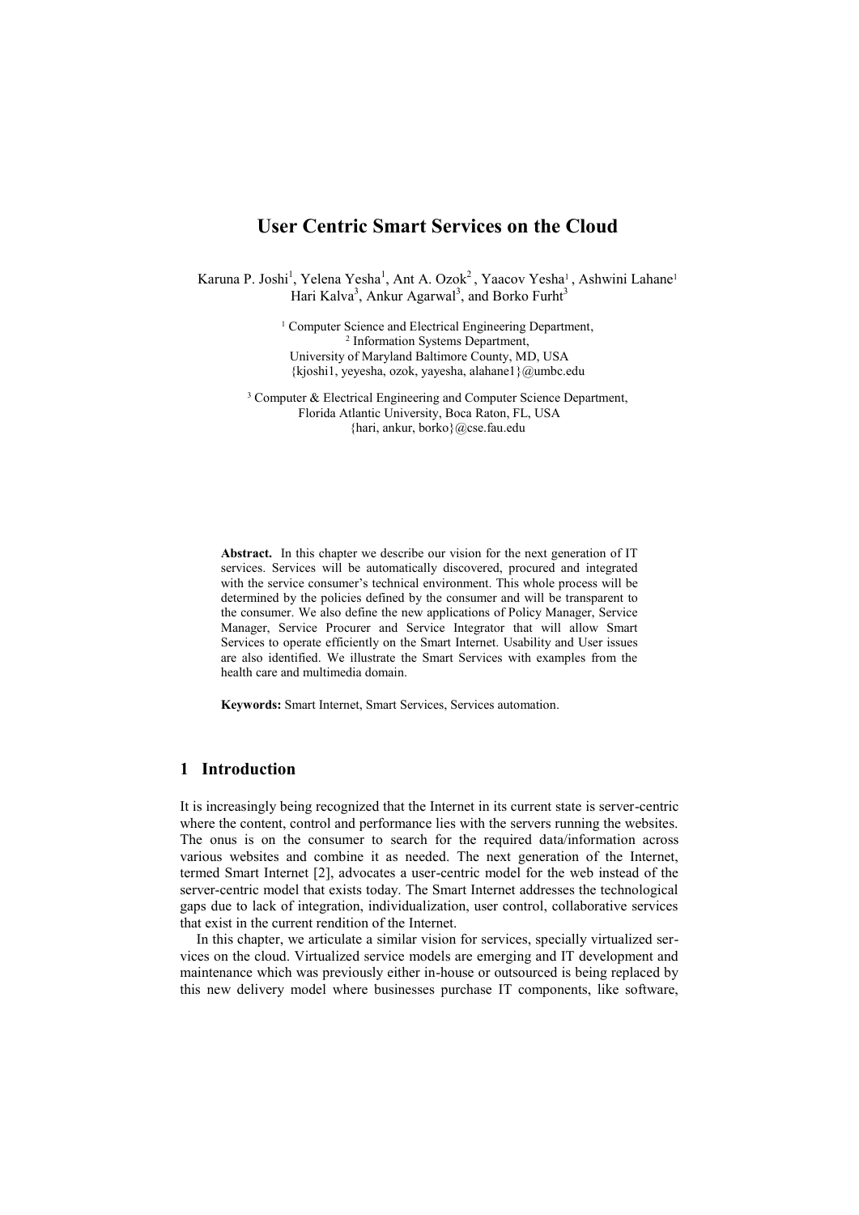# User Centric Smart Services on the Cloud

Karuna P. Joshi[1], Yelena Yesha[1], Ant A. Ozok[2], Yaacov Yesha[1], Ashwini Lahane[1]
Hari Kalva[3], Ankur Agarwal[3], and Borko Furht[3]

[1] Computer Science and Electrical Engineering Department,
[2] Information Systems Department,
University of Maryland Baltimore County, MD, USA
{kjoshi1, yeyesha, ozok, yayesha, alahane1}@umbc.edu

[3] Computer & Electrical Engineering and Computer Science Department,
Florida Atlantic University, Boca Raton, FL, USA
{hari, ankur, borko}@cse.fau.edu

**Abstract.** In this chapter we describe our vision for the next generation of IT services. Services will be automatically discovered, procured and integrated with the service consumer's technical environment. This whole process will be determined by the policies defined by the consumer and will be transparent to the consumer. We also define the new applications of Policy Manager, Service Manager, Service Procurer and Service Integrator that will allow Smart Services to operate efficiently on the Smart Internet. Usability and User issues are also identified. We illustrate the Smart Services with examples from the health care and multimedia domain.

**Keywords:** Smart Internet, Smart Services, Services automation.

## 1 Introduction

It is increasingly being recognized that the Internet in its current state is server-centric where the content, control and performance lies with the servers running the websites. The onus is on the consumer to search for the required data/information across various websites and combine it as needed. The next generation of the Internet, termed Smart Internet [2], advocates a user-centric model for the web instead of the server-centric model that exists today. The Smart Internet addresses the technological gaps due to lack of integration, individualization, user control, collaborative services that exist in the current rendition of the Internet.

In this chapter, we articulate a similar vision for services, specially virtualized services on the cloud. Virtualized service models are emerging and IT development and maintenance which was previously either in-house or outsourced is being replaced by this new delivery model where businesses purchase IT components, like software,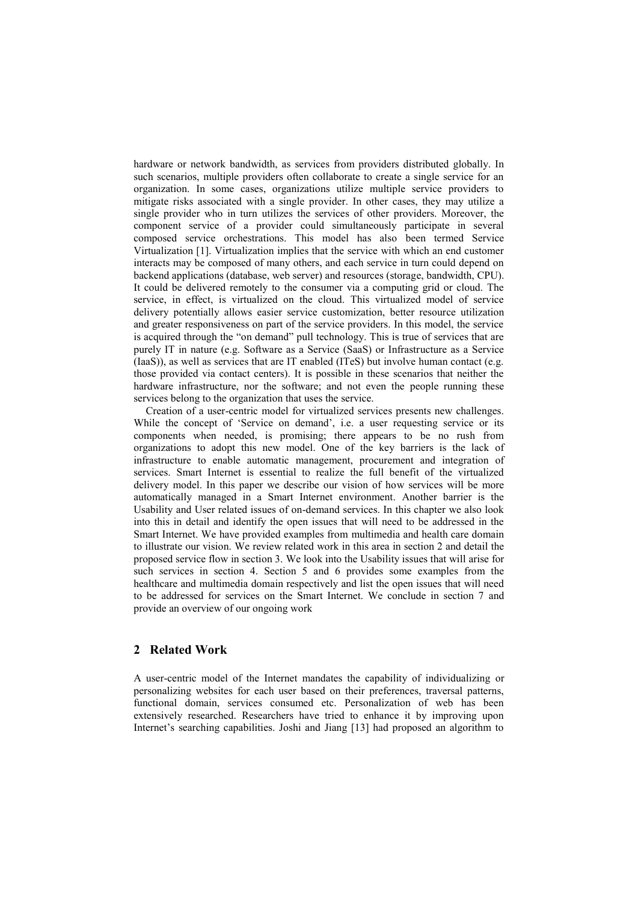hardware or network bandwidth, as services from providers distributed globally. In such scenarios, multiple providers often collaborate to create a single service for an organization. In some cases, organizations utilize multiple service providers to mitigate risks associated with a single provider. In other cases, they may utilize a single provider who in turn utilizes the services of other providers. Moreover, the component service of a provider could simultaneously participate in several composed service orchestrations. This model has also been termed Service Virtualization [1]. Virtualization implies that the service with which an end customer interacts may be composed of many others, and each service in turn could depend on backend applications (database, web server) and resources (storage, bandwidth, CPU). It could be delivered remotely to the consumer via a computing grid or cloud. The service, in effect, is virtualized on the cloud. This virtualized model of service delivery potentially allows easier service customization, better resource utilization and greater responsiveness on part of the service providers. In this model, the service is acquired through the "on demand" pull technology. This is true of services that are purely IT in nature (e.g. Software as a Service (SaaS) or Infrastructure as a Service (IaaS)), as well as services that are IT enabled (ITeS) but involve human contact (e.g. those provided via contact centers). It is possible in these scenarios that neither the hardware infrastructure, nor the software; and not even the people running these services belong to the organization that uses the service.

Creation of a user-centric model for virtualized services presents new challenges. While the concept of 'Service on demand', i.e. a user requesting service or its components when needed, is promising; there appears to be no rush from organizations to adopt this new model. One of the key barriers is the lack of infrastructure to enable automatic management, procurement and integration of services. Smart Internet is essential to realize the full benefit of the virtualized delivery model. In this paper we describe our vision of how services will be more automatically managed in a Smart Internet environment. Another barrier is the Usability and User related issues of on-demand services. In this chapter we also look into this in detail and identify the open issues that will need to be addressed in the Smart Internet. We have provided examples from multimedia and health care domain to illustrate our vision. We review related work in this area in section 2 and detail the proposed service flow in section 3. We look into the Usability issues that will arise for such services in section 4. Section 5 and 6 provides some examples from the healthcare and multimedia domain respectively and list the open issues that will need to be addressed for services on the Smart Internet. We conclude in section 7 and provide an overview of our ongoing work

## 2 Related Work

A user-centric model of the Internet mandates the capability of individualizing or personalizing websites for each user based on their preferences, traversal patterns, functional domain, services consumed etc. Personalization of web has been extensively researched. Researchers have tried to enhance it by improving upon Internet's searching capabilities. Joshi and Jiang [13] had proposed an algorithm to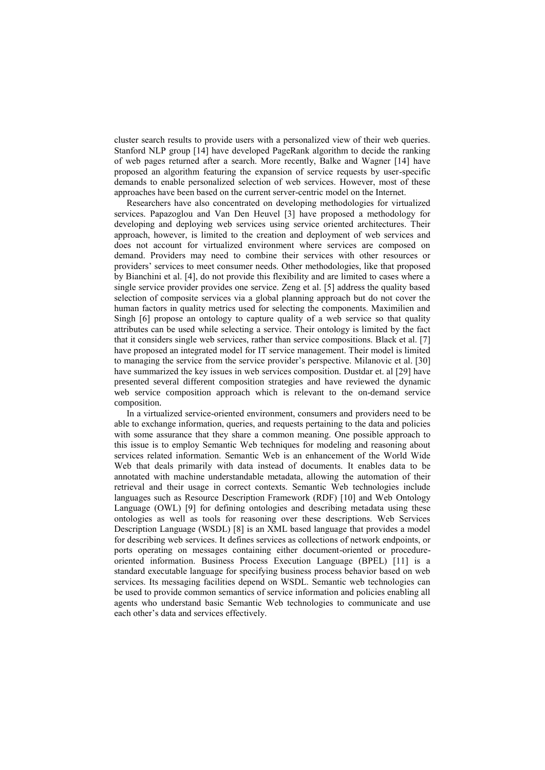cluster search results to provide users with a personalized view of their web queries. Stanford NLP group [14] have developed PageRank algorithm to decide the ranking of web pages returned after a search. More recently, Balke and Wagner [14] have proposed an algorithm featuring the expansion of service requests by user-specific demands to enable personalized selection of web services. However, most of these approaches have been based on the current server-centric model on the Internet.

Researchers have also concentrated on developing methodologies for virtualized services. Papazoglou and Van Den Heuvel [3] have proposed a methodology for developing and deploying web services using service oriented architectures. Their approach, however, is limited to the creation and deployment of web services and does not account for virtualized environment where services are composed on demand. Providers may need to combine their services with other resources or providers' services to meet consumer needs. Other methodologies, like that proposed by Bianchini et al. [4], do not provide this flexibility and are limited to cases where a single service provider provides one service. Zeng et al. [5] address the quality based selection of composite services via a global planning approach but do not cover the human factors in quality metrics used for selecting the components. Maximilien and Singh [6] propose an ontology to capture quality of a web service so that quality attributes can be used while selecting a service. Their ontology is limited by the fact that it considers single web services, rather than service compositions. Black et al. [7] have proposed an integrated model for IT service management. Their model is limited to managing the service from the service provider's perspective. Milanovic et al. [30] have summarized the key issues in web services composition. Dustdar et. al [29] have presented several different composition strategies and have reviewed the dynamic web service composition approach which is relevant to the on-demand service composition.

In a virtualized service-oriented environment, consumers and providers need to be able to exchange information, queries, and requests pertaining to the data and policies with some assurance that they share a common meaning. One possible approach to this issue is to employ Semantic Web techniques for modeling and reasoning about services related information. Semantic Web is an enhancement of the World Wide Web that deals primarily with data instead of documents. It enables data to be annotated with machine understandable metadata, allowing the automation of their retrieval and their usage in correct contexts. Semantic Web technologies include languages such as Resource Description Framework (RDF) [10] and Web Ontology Language (OWL) [9] for defining ontologies and describing metadata using these ontologies as well as tools for reasoning over these descriptions. Web Services Description Language (WSDL) [8] is an XML based language that provides a model for describing web services. It defines services as collections of network endpoints, or ports operating on messages containing either document-oriented or procedure-oriented information. Business Process Execution Language (BPEL) [11] is a standard executable language for specifying business process behavior based on web services. Its messaging facilities depend on WSDL. Semantic web technologies can be used to provide common semantics of service information and policies enabling all agents who understand basic Semantic Web technologies to communicate and use each other's data and services effectively.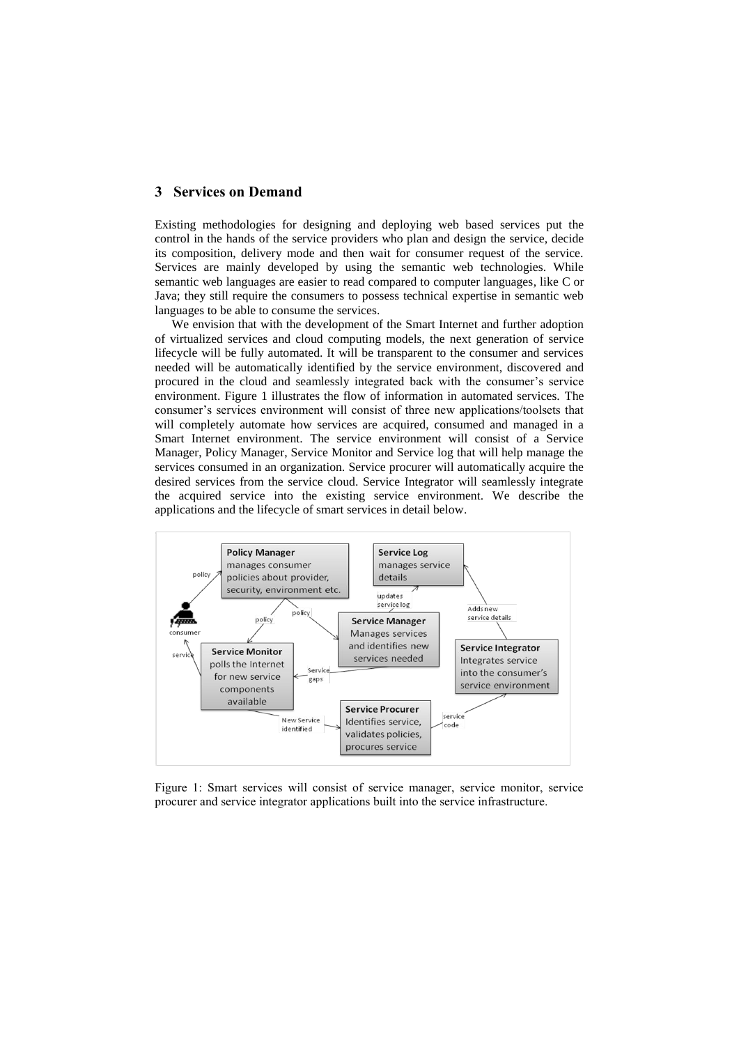## 3 Services on Demand

Existing methodologies for designing and deploying web based services put the control in the hands of the service providers who plan and design the service, decide its composition, delivery mode and then wait for consumer request of the service. Services are mainly developed by using the semantic web technologies. While semantic web languages are easier to read compared to computer languages, like C or Java; they still require the consumers to possess technical expertise in semantic web languages to be able to consume the services.

We envision that with the development of the Smart Internet and further adoption of virtualized services and cloud computing models, the next generation of service lifecycle will be fully automated. It will be transparent to the consumer and services needed will be automatically identified by the service environment, discovered and procured in the cloud and seamlessly integrated back with the consumer's service environment. Figure 1 illustrates the flow of information in automated services. The consumer's services environment will consist of three new applications/toolsets that will completely automate how services are acquired, consumed and managed in a Smart Internet environment. The service environment will consist of a Service Manager, Policy Manager, Service Monitor and Service log that will help manage the services consumed in an organization. Service procurer will automatically acquire the desired services from the service cloud. Service Integrator will seamlessly integrate the acquired service into the existing service environment. We describe the applications and the lifecycle of smart services in detail below.

Figure 1: Smart services will consist of service manager, service monitor, service procurer and service integrator applications built into the service infrastructure.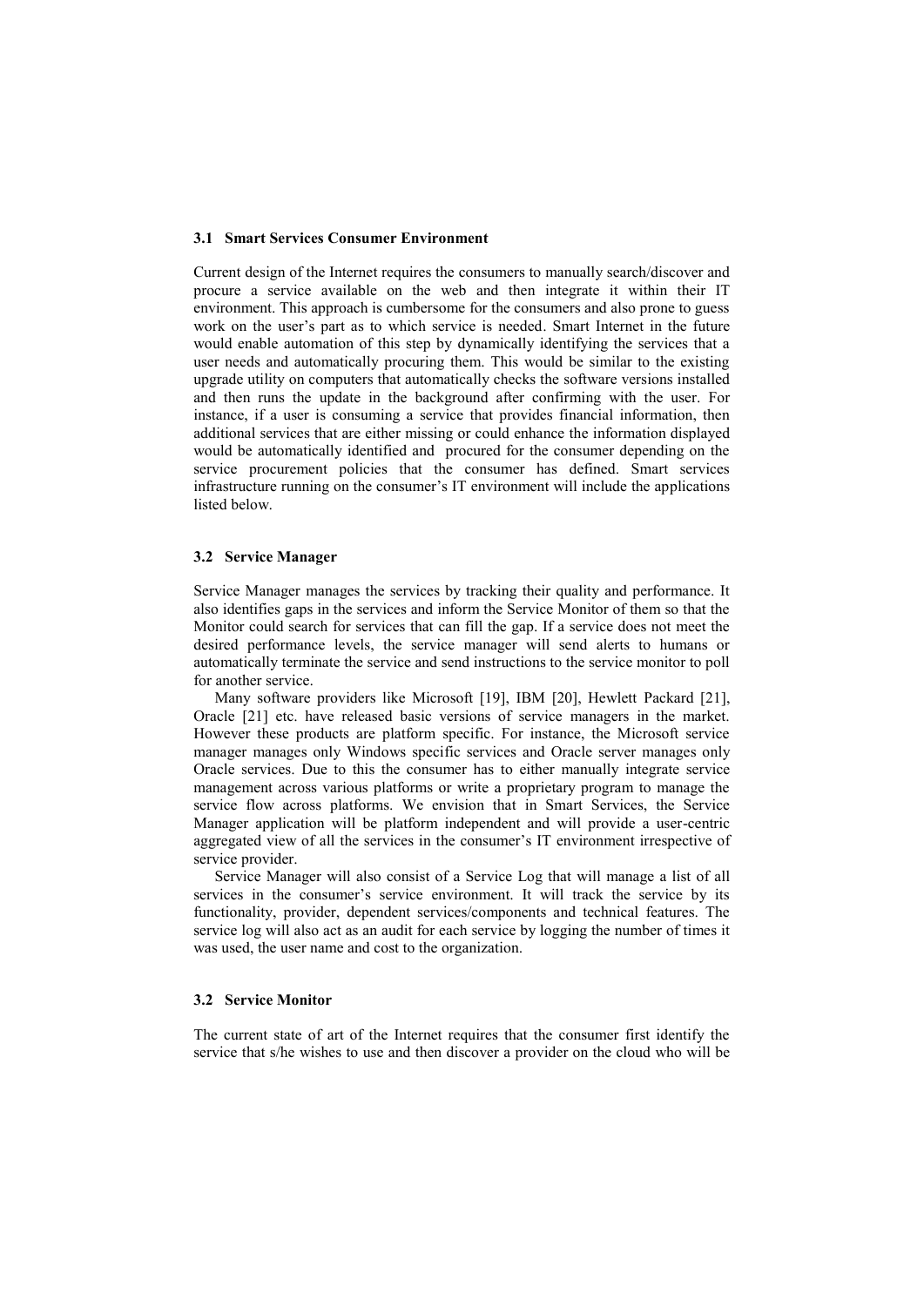### 3.1 Smart Services Consumer Environment

Current design of the Internet requires the consumers to manually search/discover and procure a service available on the web and then integrate it within their IT environment. This approach is cumbersome for the consumers and also prone to guess work on the user's part as to which service is needed. Smart Internet in the future would enable automation of this step by dynamically identifying the services that a user needs and automatically procuring them. This would be similar to the existing upgrade utility on computers that automatically checks the software versions installed and then runs the update in the background after confirming with the user. For instance, if a user is consuming a service that provides financial information, then additional services that are either missing or could enhance the information displayed would be automatically identified and procured for the consumer depending on the service procurement policies that the consumer has defined. Smart services infrastructure running on the consumer's IT environment will include the applications listed below.

### 3.2 Service Manager

Service Manager manages the services by tracking their quality and performance. It also identifies gaps in the services and inform the Service Monitor of them so that the Monitor could search for services that can fill the gap. If a service does not meet the desired performance levels, the service manager will send alerts to humans or automatically terminate the service and send instructions to the service monitor to poll for another service.

Many software providers like Microsoft [19], IBM [20], Hewlett Packard [21], Oracle [21] etc. have released basic versions of service managers in the market. However these products are platform specific. For instance, the Microsoft service manager manages only Windows specific services and Oracle server manages only Oracle services. Due to this the consumer has to either manually integrate service management across various platforms or write a proprietary program to manage the service flow across platforms. We envision that in Smart Services, the Service Manager application will be platform independent and will provide a user-centric aggregated view of all the services in the consumer's IT environment irrespective of service provider.

Service Manager will also consist of a Service Log that will manage a list of all services in the consumer's service environment. It will track the service by its functionality, provider, dependent services/components and technical features. The service log will also act as an audit for each service by logging the number of times it was used, the user name and cost to the organization.

### 3.2 Service Monitor

The current state of art of the Internet requires that the consumer first identify the service that s/he wishes to use and then discover a provider on the cloud who will be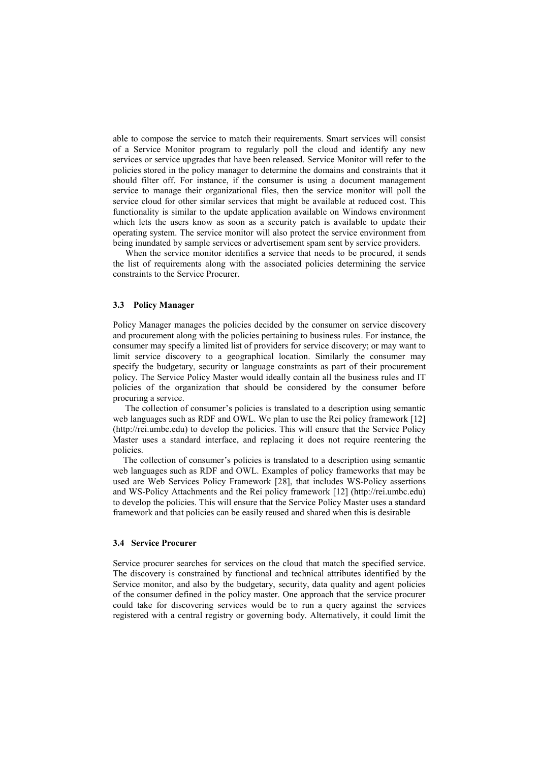able to compose the service to match their requirements. Smart services will consist of a Service Monitor program to regularly poll the cloud and identify any new services or service upgrades that have been released. Service Monitor will refer to the policies stored in the policy manager to determine the domains and constraints that it should filter off. For instance, if the consumer is using a document management service to manage their organizational files, then the service monitor will poll the service cloud for other similar services that might be available at reduced cost. This functionality is similar to the update application available on Windows environment which lets the users know as soon as a security patch is available to update their operating system. The service monitor will also protect the service environment from being inundated by sample services or advertisement spam sent by service providers.

When the service monitor identifies a service that needs to be procured, it sends the list of requirements along with the associated policies determining the service constraints to the Service Procurer.

### 3.3 Policy Manager

Policy Manager manages the policies decided by the consumer on service discovery and procurement along with the policies pertaining to business rules. For instance, the consumer may specify a limited list of providers for service discovery; or may want to limit service discovery to a geographical location. Similarly the consumer may specify the budgetary, security or language constraints as part of their procurement policy. The Service Policy Master would ideally contain all the business rules and IT policies of the organization that should be considered by the consumer before procuring a service.

The collection of consumer's policies is translated to a description using semantic web languages such as RDF and OWL. We plan to use the Rei policy framework [12] (http://rei.umbc.edu) to develop the policies. This will ensure that the Service Policy Master uses a standard interface, and replacing it does not require reentering the policies.

The collection of consumer's policies is translated to a description using semantic web languages such as RDF and OWL. Examples of policy frameworks that may be used are Web Services Policy Framework [28], that includes WS-Policy assertions and WS-Policy Attachments and the Rei policy framework [12] (http://rei.umbc.edu) to develop the policies. This will ensure that the Service Policy Master uses a standard framework and that policies can be easily reused and shared when this is desirable

### 3.4 Service Procurer

Service procurer searches for services on the cloud that match the specified service. The discovery is constrained by functional and technical attributes identified by the Service monitor, and also by the budgetary, security, data quality and agent policies of the consumer defined in the policy master. One approach that the service procurer could take for discovering services would be to run a query against the services registered with a central registry or governing body. Alternatively, it could limit the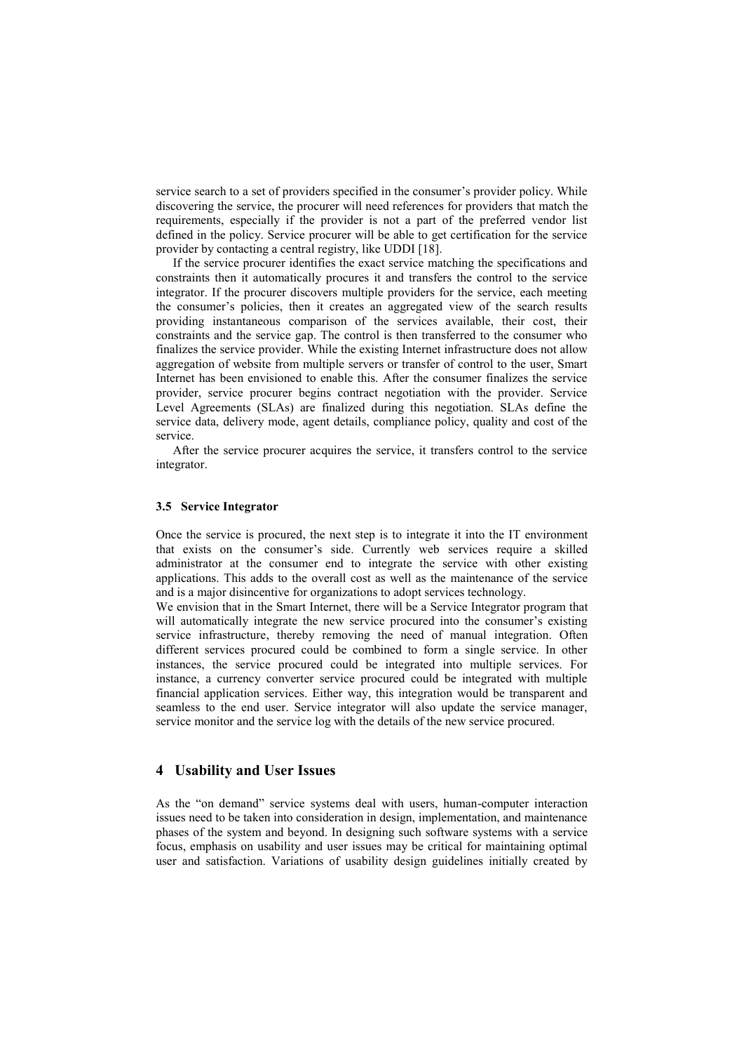service search to a set of providers specified in the consumer's provider policy. While discovering the service, the procurer will need references for providers that match the requirements, especially if the provider is not a part of the preferred vendor list defined in the policy. Service procurer will be able to get certification for the service provider by contacting a central registry, like UDDI [18].

If the service procurer identifies the exact service matching the specifications and constraints then it automatically procures it and transfers the control to the service integrator. If the procurer discovers multiple providers for the service, each meeting the consumer's policies, then it creates an aggregated view of the search results providing instantaneous comparison of the services available, their cost, their constraints and the service gap. The control is then transferred to the consumer who finalizes the service provider. While the existing Internet infrastructure does not allow aggregation of website from multiple servers or transfer of control to the user, Smart Internet has been envisioned to enable this. After the consumer finalizes the service provider, service procurer begins contract negotiation with the provider. Service Level Agreements (SLAs) are finalized during this negotiation. SLAs define the service data, delivery mode, agent details, compliance policy, quality and cost of the service.

After the service procurer acquires the service, it transfers control to the service integrator.

### 3.5 Service Integrator

Once the service is procured, the next step is to integrate it into the IT environment that exists on the consumer's side. Currently web services require a skilled administrator at the consumer end to integrate the service with other existing applications. This adds to the overall cost as well as the maintenance of the service and is a major disincentive for organizations to adopt services technology.

We envision that in the Smart Internet, there will be a Service Integrator program that will automatically integrate the new service procured into the consumer's existing service infrastructure, thereby removing the need of manual integration. Often different services procured could be combined to form a single service. In other instances, the service procured could be integrated into multiple services. For instance, a currency converter service procured could be integrated with multiple financial application services. Either way, this integration would be transparent and seamless to the end user. Service integrator will also update the service manager, service monitor and the service log with the details of the new service procured.

## 4 Usability and User Issues

As the "on demand" service systems deal with users, human-computer interaction issues need to be taken into consideration in design, implementation, and maintenance phases of the system and beyond. In designing such software systems with a service focus, emphasis on usability and user issues may be critical for maintaining optimal user and satisfaction. Variations of usability design guidelines initially created by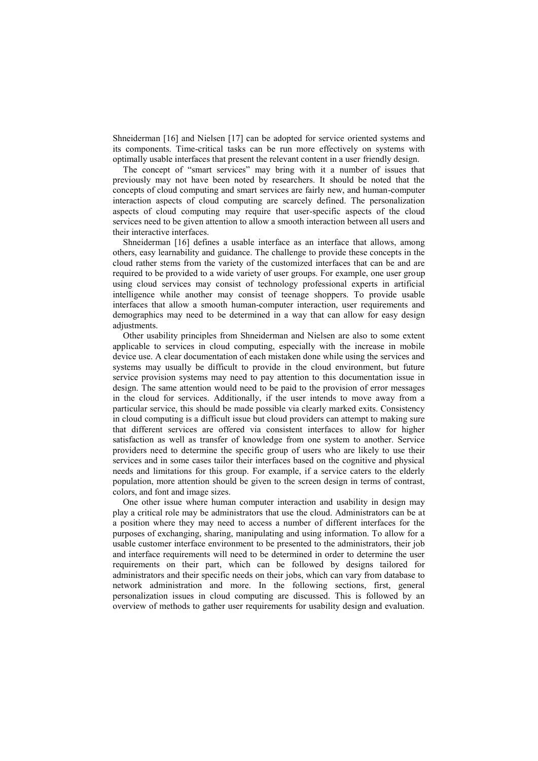Shneiderman [16] and Nielsen [17] can be adopted for service oriented systems and its components. Time-critical tasks can be run more effectively on systems with optimally usable interfaces that present the relevant content in a user friendly design.

The concept of "smart services" may bring with it a number of issues that previously may not have been noted by researchers. It should be noted that the concepts of cloud computing and smart services are fairly new, and human-computer interaction aspects of cloud computing are scarcely defined. The personalization aspects of cloud computing may require that user-specific aspects of the cloud services need to be given attention to allow a smooth interaction between all users and their interactive interfaces.

Shneiderman [16] defines a usable interface as an interface that allows, among others, easy learnability and guidance. The challenge to provide these concepts in the cloud rather stems from the variety of the customized interfaces that can be and are required to be provided to a wide variety of user groups. For example, one user group using cloud services may consist of technology professional experts in artificial intelligence while another may consist of teenage shoppers. To provide usable interfaces that allow a smooth human-computer interaction, user requirements and demographics may need to be determined in a way that can allow for easy design adjustments.

Other usability principles from Shneiderman and Nielsen are also to some extent applicable to services in cloud computing, especially with the increase in mobile device use. A clear documentation of each mistaken done while using the services and systems may usually be difficult to provide in the cloud environment, but future service provision systems may need to pay attention to this documentation issue in design. The same attention would need to be paid to the provision of error messages in the cloud for services. Additionally, if the user intends to move away from a particular service, this should be made possible via clearly marked exits. Consistency in cloud computing is a difficult issue but cloud providers can attempt to making sure that different services are offered via consistent interfaces to allow for higher satisfaction as well as transfer of knowledge from one system to another. Service providers need to determine the specific group of users who are likely to use their services and in some cases tailor their interfaces based on the cognitive and physical needs and limitations for this group. For example, if a service caters to the elderly population, more attention should be given to the screen design in terms of contrast, colors, and font and image sizes.

One other issue where human computer interaction and usability in design may play a critical role may be administrators that use the cloud. Administrators can be at a position where they may need to access a number of different interfaces for the purposes of exchanging, sharing, manipulating and using information. To allow for a usable customer interface environment to be presented to the administrators, their job and interface requirements will need to be determined in order to determine the user requirements on their part, which can be followed by designs tailored for administrators and their specific needs on their jobs, which can vary from database to network administration and more. In the following sections, first, general personalization issues in cloud computing are discussed. This is followed by an overview of methods to gather user requirements for usability design and evaluation.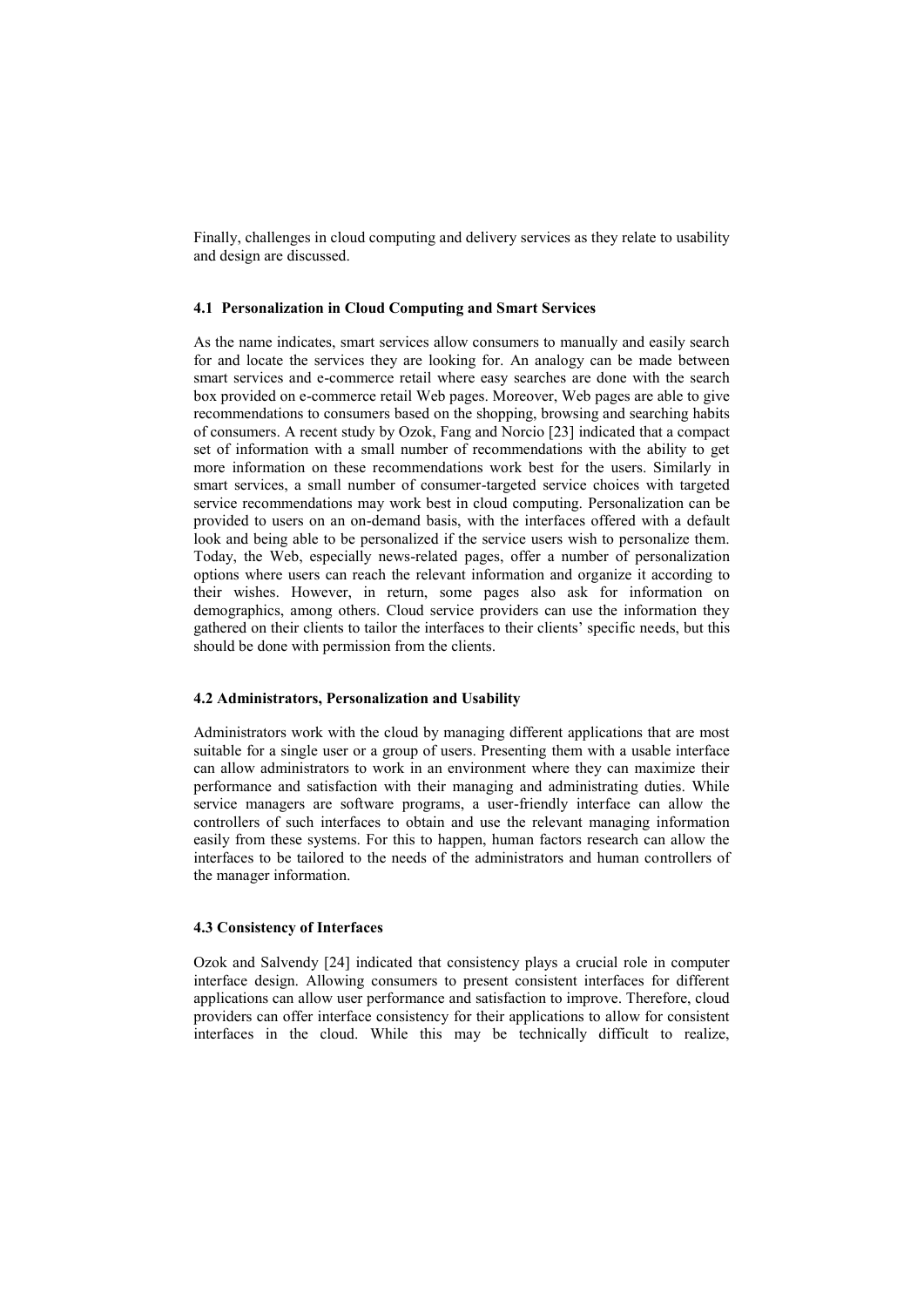Finally, challenges in cloud computing and delivery services as they relate to usability and design are discussed.

### 4.1 Personalization in Cloud Computing and Smart Services

As the name indicates, smart services allow consumers to manually and easily search for and locate the services they are looking for. An analogy can be made between smart services and e-commerce retail where easy searches are done with the search box provided on e-commerce retail Web pages. Moreover, Web pages are able to give recommendations to consumers based on the shopping, browsing and searching habits of consumers. A recent study by Ozok, Fang and Norcio [23] indicated that a compact set of information with a small number of recommendations with the ability to get more information on these recommendations work best for the users. Similarly in smart services, a small number of consumer-targeted service choices with targeted service recommendations may work best in cloud computing. Personalization can be provided to users on an on-demand basis, with the interfaces offered with a default look and being able to be personalized if the service users wish to personalize them. Today, the Web, especially news-related pages, offer a number of personalization options where users can reach the relevant information and organize it according to their wishes. However, in return, some pages also ask for information on demographics, among others. Cloud service providers can use the information they gathered on their clients to tailor the interfaces to their clients' specific needs, but this should be done with permission from the clients.

### 4.2 Administrators, Personalization and Usability

Administrators work with the cloud by managing different applications that are most suitable for a single user or a group of users. Presenting them with a usable interface can allow administrators to work in an environment where they can maximize their performance and satisfaction with their managing and administrating duties. While service managers are software programs, a user-friendly interface can allow the controllers of such interfaces to obtain and use the relevant managing information easily from these systems. For this to happen, human factors research can allow the interfaces to be tailored to the needs of the administrators and human controllers of the manager information.

### 4.3 Consistency of Interfaces

Ozok and Salvendy [24] indicated that consistency plays a crucial role in computer interface design. Allowing consumers to present consistent interfaces for different applications can allow user performance and satisfaction to improve. Therefore, cloud providers can offer interface consistency for their applications to allow for consistent interfaces in the cloud. While this may be technically difficult to realize,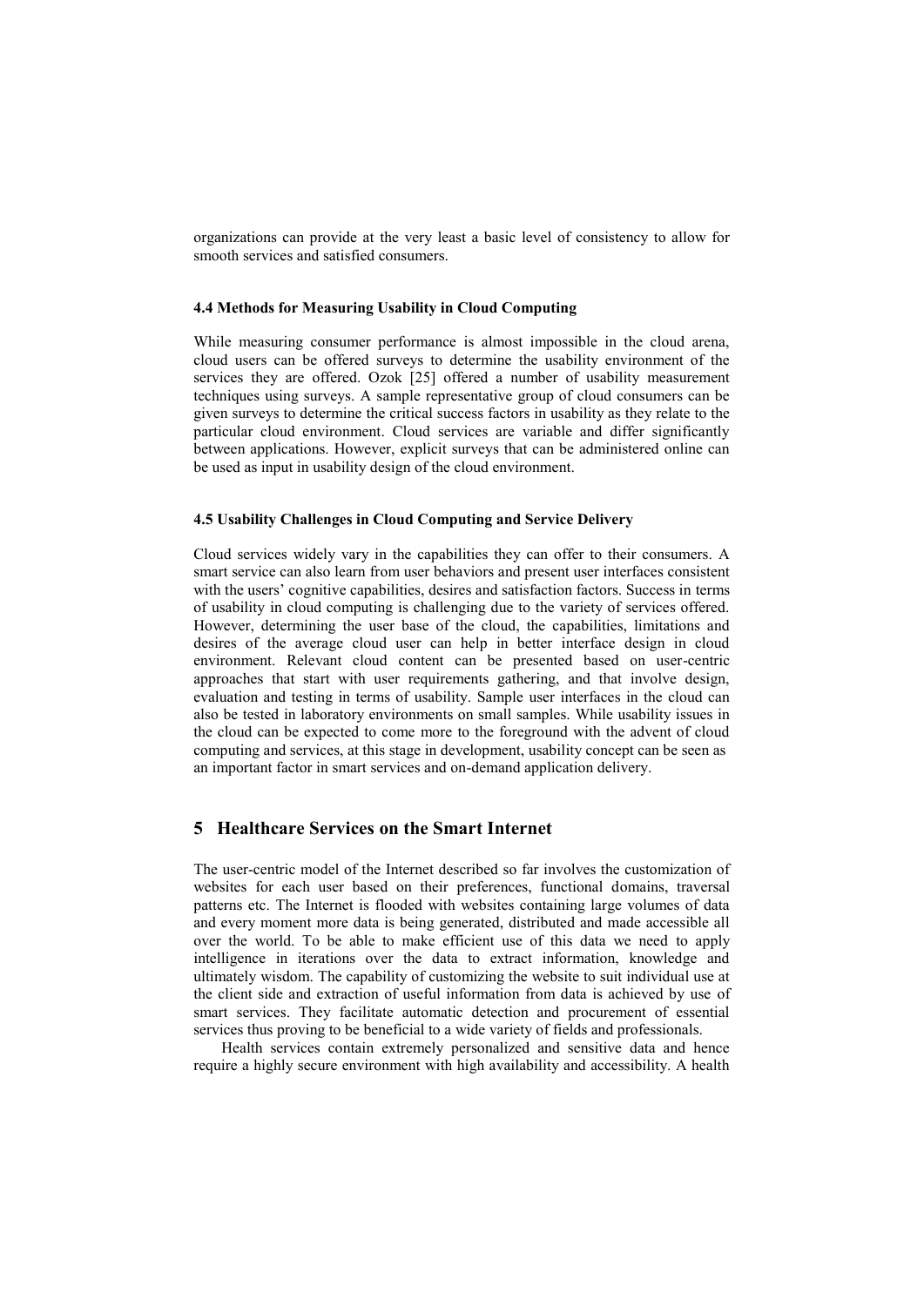organizations can provide at the very least a basic level of consistency to allow for smooth services and satisfied consumers.

### 4.4 Methods for Measuring Usability in Cloud Computing

While measuring consumer performance is almost impossible in the cloud arena, cloud users can be offered surveys to determine the usability environment of the services they are offered. Ozok [25] offered a number of usability measurement techniques using surveys. A sample representative group of cloud consumers can be given surveys to determine the critical success factors in usability as they relate to the particular cloud environment. Cloud services are variable and differ significantly between applications. However, explicit surveys that can be administered online can be used as input in usability design of the cloud environment.

### 4.5 Usability Challenges in Cloud Computing and Service Delivery

Cloud services widely vary in the capabilities they can offer to their consumers. A smart service can also learn from user behaviors and present user interfaces consistent with the users' cognitive capabilities, desires and satisfaction factors. Success in terms of usability in cloud computing is challenging due to the variety of services offered. However, determining the user base of the cloud, the capabilities, limitations and desires of the average cloud user can help in better interface design in cloud environment. Relevant cloud content can be presented based on user-centric approaches that start with user requirements gathering, and that involve design, evaluation and testing in terms of usability. Sample user interfaces in the cloud can also be tested in laboratory environments on small samples. While usability issues in the cloud can be expected to come more to the foreground with the advent of cloud computing and services, at this stage in development, usability concept can be seen as an important factor in smart services and on-demand application delivery.

## 5 Healthcare Services on the Smart Internet

The user-centric model of the Internet described so far involves the customization of websites for each user based on their preferences, functional domains, traversal patterns etc. The Internet is flooded with websites containing large volumes of data and every moment more data is being generated, distributed and made accessible all over the world. To be able to make efficient use of this data we need to apply intelligence in iterations over the data to extract information, knowledge and ultimately wisdom. The capability of customizing the website to suit individual use at the client side and extraction of useful information from data is achieved by use of smart services. They facilitate automatic detection and procurement of essential services thus proving to be beneficial to a wide variety of fields and professionals.

Health services contain extremely personalized and sensitive data and hence require a highly secure environment with high availability and accessibility. A health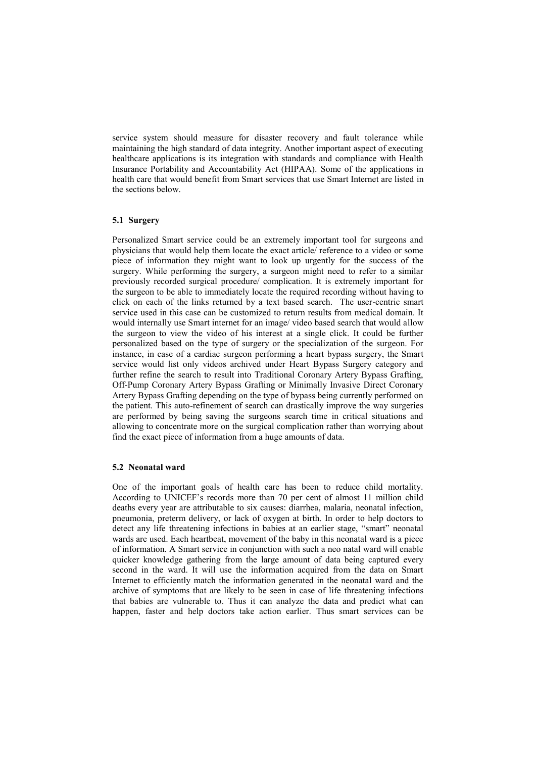service system should measure for disaster recovery and fault tolerance while maintaining the high standard of data integrity. Another important aspect of executing healthcare applications is its integration with standards and compliance with Health Insurance Portability and Accountability Act (HIPAA). Some of the applications in health care that would benefit from Smart services that use Smart Internet are listed in the sections below.

### 5.1 Surgery

Personalized Smart service could be an extremely important tool for surgeons and physicians that would help them locate the exact article/ reference to a video or some piece of information they might want to look up urgently for the success of the surgery. While performing the surgery, a surgeon might need to refer to a similar previously recorded surgical procedure/ complication. It is extremely important for the surgeon to be able to immediately locate the required recording without having to click on each of the links returned by a text based search. The user-centric smart service used in this case can be customized to return results from medical domain. It would internally use Smart internet for an image/ video based search that would allow the surgeon to view the video of his interest at a single click. It could be further personalized based on the type of surgery or the specialization of the surgeon. For instance, in case of a cardiac surgeon performing a heart bypass surgery, the Smart service would list only videos archived under Heart Bypass Surgery category and further refine the search to result into Traditional Coronary Artery Bypass Grafting, Off-Pump Coronary Artery Bypass Grafting or Minimally Invasive Direct Coronary Artery Bypass Grafting depending on the type of bypass being currently performed on the patient. This auto-refinement of search can drastically improve the way surgeries are performed by being saving the surgeons search time in critical situations and allowing to concentrate more on the surgical complication rather than worrying about find the exact piece of information from a huge amounts of data.

### 5.2 Neonatal ward

One of the important goals of health care has been to reduce child mortality. According to UNICEF's records more than 70 per cent of almost 11 million child deaths every year are attributable to six causes: diarrhea, malaria, neonatal infection, pneumonia, preterm delivery, or lack of oxygen at birth. In order to help doctors to detect any life threatening infections in babies at an earlier stage, "smart" neonatal wards are used. Each heartbeat, movement of the baby in this neonatal ward is a piece of information. A Smart service in conjunction with such a neo natal ward will enable quicker knowledge gathering from the large amount of data being captured every second in the ward. It will use the information acquired from the data on Smart Internet to efficiently match the information generated in the neonatal ward and the archive of symptoms that are likely to be seen in case of life threatening infections that babies are vulnerable to. Thus it can analyze the data and predict what can happen, faster and help doctors take action earlier. Thus smart services can be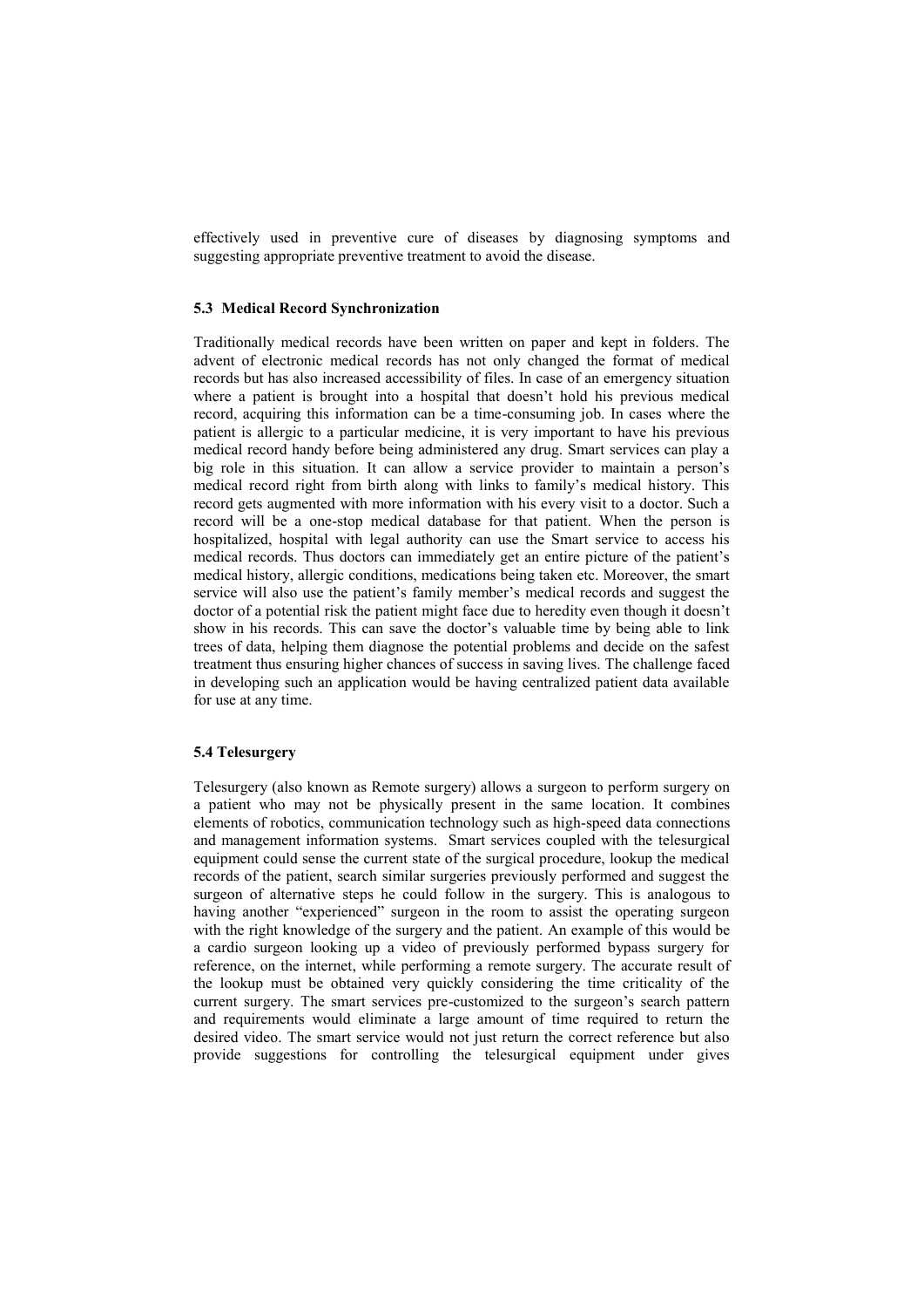effectively used in preventive cure of diseases by diagnosing symptoms and suggesting appropriate preventive treatment to avoid the disease.

### 5.3 Medical Record Synchronization

Traditionally medical records have been written on paper and kept in folders. The advent of electronic medical records has not only changed the format of medical records but has also increased accessibility of files. In case of an emergency situation where a patient is brought into a hospital that doesn't hold his previous medical record, acquiring this information can be a time-consuming job. In cases where the patient is allergic to a particular medicine, it is very important to have his previous medical record handy before being administered any drug. Smart services can play a big role in this situation. It can allow a service provider to maintain a person's medical record right from birth along with links to family's medical history. This record gets augmented with more information with his every visit to a doctor. Such a record will be a one-stop medical database for that patient. When the person is hospitalized, hospital with legal authority can use the Smart service to access his medical records. Thus doctors can immediately get an entire picture of the patient's medical history, allergic conditions, medications being taken etc. Moreover, the smart service will also use the patient's family member's medical records and suggest the doctor of a potential risk the patient might face due to heredity even though it doesn't show in his records. This can save the doctor's valuable time by being able to link trees of data, helping them diagnose the potential problems and decide on the safest treatment thus ensuring higher chances of success in saving lives. The challenge faced in developing such an application would be having centralized patient data available for use at any time.

### 5.4 Telesurgery

Telesurgery (also known as Remote surgery) allows a surgeon to perform surgery on a patient who may not be physically present in the same location. It combines elements of robotics, communication technology such as high-speed data connections and management information systems. Smart services coupled with the telesurgical equipment could sense the current state of the surgical procedure, lookup the medical records of the patient, search similar surgeries previously performed and suggest the surgeon of alternative steps he could follow in the surgery. This is analogous to having another "experienced" surgeon in the room to assist the operating surgeon with the right knowledge of the surgery and the patient. An example of this would be a cardio surgeon looking up a video of previously performed bypass surgery for reference, on the internet, while performing a remote surgery. The accurate result of the lookup must be obtained very quickly considering the time criticality of the current surgery. The smart services pre-customized to the surgeon's search pattern and requirements would eliminate a large amount of time required to return the desired video. The smart service would not just return the correct reference but also provide suggestions for controlling the telesurgical equipment under gives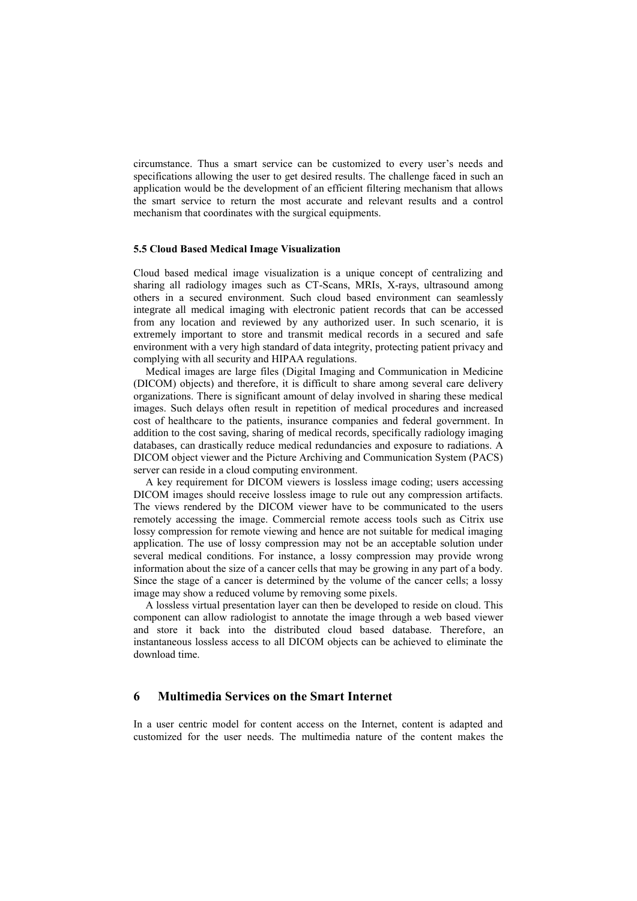circumstance. Thus a smart service can be customized to every user's needs and specifications allowing the user to get desired results. The challenge faced in such an application would be the development of an efficient filtering mechanism that allows the smart service to return the most accurate and relevant results and a control mechanism that coordinates with the surgical equipments.

### 5.5 Cloud Based Medical Image Visualization

Cloud based medical image visualization is a unique concept of centralizing and sharing all radiology images such as CT-Scans, MRIs, X-rays, ultrasound among others in a secured environment. Such cloud based environment can seamlessly integrate all medical imaging with electronic patient records that can be accessed from any location and reviewed by any authorized user. In such scenario, it is extremely important to store and transmit medical records in a secured and safe environment with a very high standard of data integrity, protecting patient privacy and complying with all security and HIPAA regulations.

Medical images are large files (Digital Imaging and Communication in Medicine (DICOM) objects) and therefore, it is difficult to share among several care delivery organizations. There is significant amount of delay involved in sharing these medical images. Such delays often result in repetition of medical procedures and increased cost of healthcare to the patients, insurance companies and federal government. In addition to the cost saving, sharing of medical records, specifically radiology imaging databases, can drastically reduce medical redundancies and exposure to radiations. A DICOM object viewer and the Picture Archiving and Communication System (PACS) server can reside in a cloud computing environment.

A key requirement for DICOM viewers is lossless image coding; users accessing DICOM images should receive lossless image to rule out any compression artifacts. The views rendered by the DICOM viewer have to be communicated to the users remotely accessing the image. Commercial remote access tools such as Citrix use lossy compression for remote viewing and hence are not suitable for medical imaging application. The use of lossy compression may not be an acceptable solution under several medical conditions. For instance, a lossy compression may provide wrong information about the size of a cancer cells that may be growing in any part of a body. Since the stage of a cancer is determined by the volume of the cancer cells; a lossy image may show a reduced volume by removing some pixels.

A lossless virtual presentation layer can then be developed to reside on cloud. This component can allow radiologist to annotate the image through a web based viewer and store it back into the distributed cloud based database. Therefore, an instantaneous lossless access to all DICOM objects can be achieved to eliminate the download time.

## 6 Multimedia Services on the Smart Internet

In a user centric model for content access on the Internet, content is adapted and customized for the user needs. The multimedia nature of the content makes the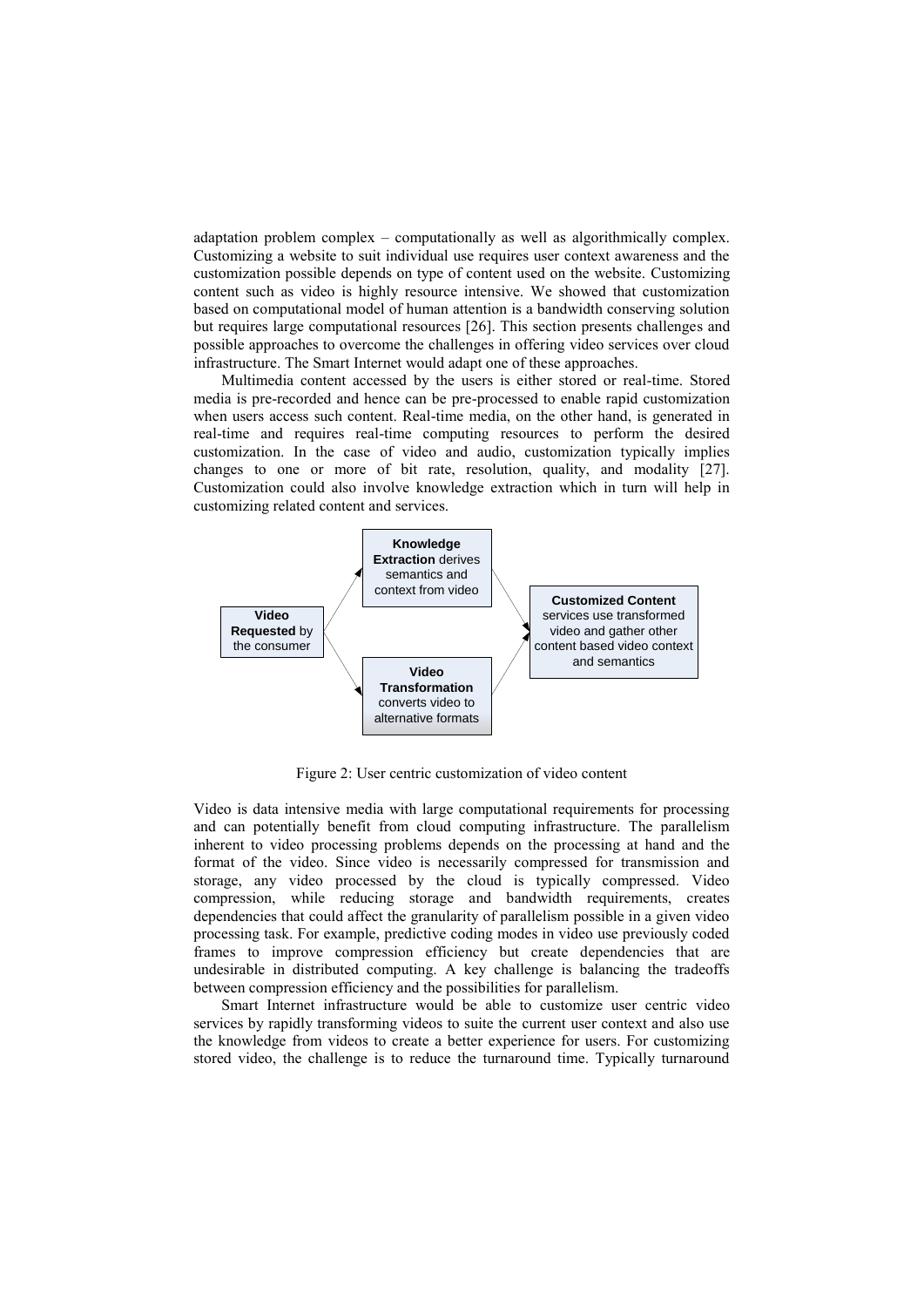adaptation problem complex – computationally as well as algorithmically complex. Customizing a website to suit individual use requires user context awareness and the customization possible depends on type of content used on the website. Customizing content such as video is highly resource intensive. We showed that customization based on computational model of human attention is a bandwidth conserving solution but requires large computational resources [26]. This section presents challenges and possible approaches to overcome the challenges in offering video services over cloud infrastructure. The Smart Internet would adapt one of these approaches.

Multimedia content accessed by the users is either stored or real-time. Stored media is pre-recorded and hence can be pre-processed to enable rapid customization when users access such content. Real-time media, on the other hand, is generated in real-time and requires real-time computing resources to perform the desired customization. In the case of video and audio, customization typically implies changes to one or more of bit rate, resolution, quality, and modality [27]. Customization could also involve knowledge extraction which in turn will help in customizing related content and services.

**Video Requested** by the consumer

**Knowledge Extraction** derives semantics and context from video

**Video Transformation** converts video to alternative formats

**Customized Content** services use transformed video and gather other content based video context and semantics

Figure 2: User centric customization of video content

Video is data intensive media with large computational requirements for processing and can potentially benefit from cloud computing infrastructure. The parallelism inherent to video processing problems depends on the processing at hand and the format of the video. Since video is necessarily compressed for transmission and storage, any video processed by the cloud is typically compressed. Video compression, while reducing storage and bandwidth requirements, creates dependencies that could affect the granularity of parallelism possible in a given video processing task. For example, predictive coding modes in video use previously coded frames to improve compression efficiency but create dependencies that are undesirable in distributed computing. A key challenge is balancing the tradeoffs between compression efficiency and the possibilities for parallelism.

Smart Internet infrastructure would be able to customize user centric video services by rapidly transforming videos to suite the current user context and also use the knowledge from videos to create a better experience for users. For customizing stored video, the challenge is to reduce the turnaround time. Typically turnaround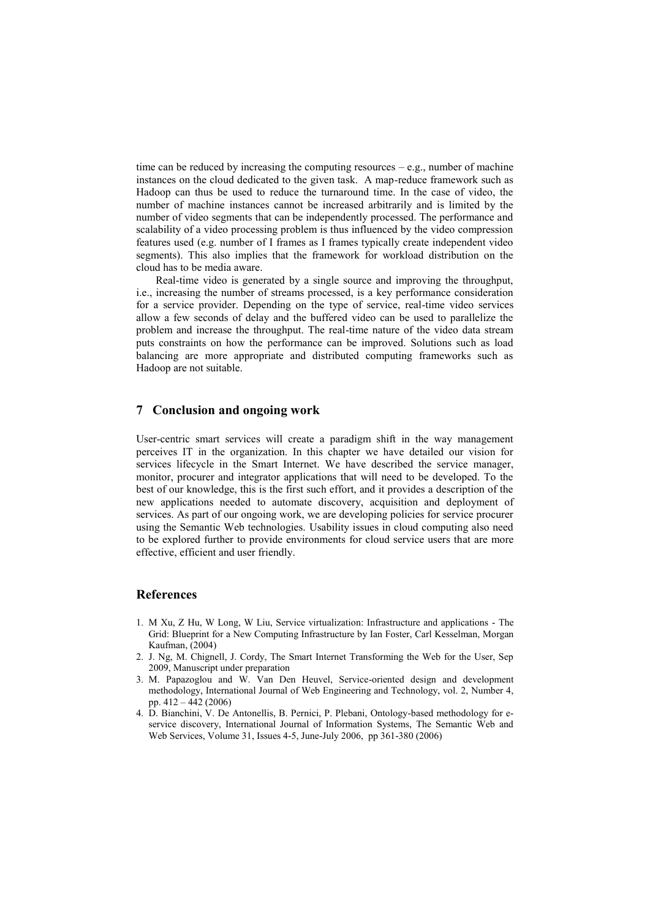time can be reduced by increasing the computing resources – e.g., number of machine instances on the cloud dedicated to the given task. A map-reduce framework such as Hadoop can thus be used to reduce the turnaround time. In the case of video, the number of machine instances cannot be increased arbitrarily and is limited by the number of video segments that can be independently processed. The performance and scalability of a video processing problem is thus influenced by the video compression features used (e.g. number of I frames as I frames typically create independent video segments). This also implies that the framework for workload distribution on the cloud has to be media aware.

Real-time video is generated by a single source and improving the throughput, i.e., increasing the number of streams processed, is a key performance consideration for a service provider. Depending on the type of service, real-time video services allow a few seconds of delay and the buffered video can be used to parallelize the problem and increase the throughput. The real-time nature of the video data stream puts constraints on how the performance can be improved. Solutions such as load balancing are more appropriate and distributed computing frameworks such as Hadoop are not suitable.

## 7 Conclusion and ongoing work

User-centric smart services will create a paradigm shift in the way management perceives IT in the organization. In this chapter we have detailed our vision for services lifecycle in the Smart Internet. We have described the service manager, monitor, procurer and integrator applications that will need to be developed. To the best of our knowledge, this is the first such effort, and it provides a description of the new applications needed to automate discovery, acquisition and deployment of services. As part of our ongoing work, we are developing policies for service procurer using the Semantic Web technologies. Usability issues in cloud computing also need to be explored further to provide environments for cloud service users that are more effective, efficient and user friendly.

## References

1. M Xu, Z Hu, W Long, W Liu, Service virtualization: Infrastructure and applications - The Grid: Blueprint for a New Computing Infrastructure by Ian Foster, Carl Kesselman, Morgan Kaufman, (2004)
2. J. Ng, M. Chignell, J. Cordy, The Smart Internet Transforming the Web for the User, Sep 2009, Manuscript under preparation
3. M. Papazoglou and W. Van Den Heuvel, Service-oriented design and development methodology, International Journal of Web Engineering and Technology, vol. 2, Number 4, pp. 412 – 442 (2006)
4. D. Bianchini, V. De Antonellis, B. Pernici, P. Plebani, Ontology-based methodology for e-service discovery, International Journal of Information Systems, The Semantic Web and Web Services, Volume 31, Issues 4-5, June-July 2006, pp 361-380 (2006)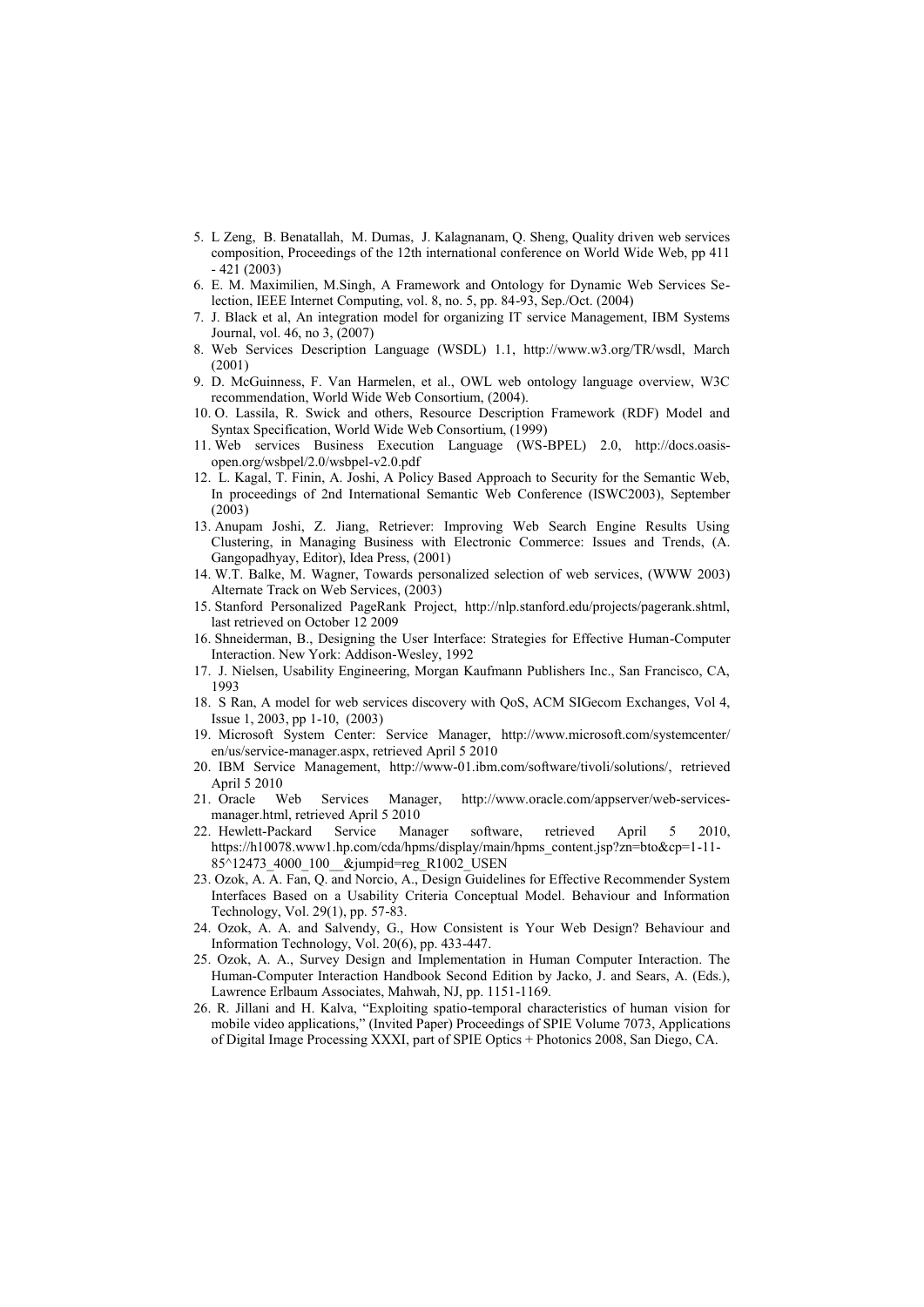5. L Zeng, B. Benatallah, M. Dumas, J. Kalagnanam, Q. Sheng, Quality driven web services composition, Proceedings of the 12th international conference on World Wide Web, pp 411 - 421 (2003)
6. E. M. Maximilien, M.Singh, A Framework and Ontology for Dynamic Web Services Selection, IEEE Internet Computing, vol. 8, no. 5, pp. 84-93, Sep./Oct. (2004)
7. J. Black et al, An integration model for organizing IT service Management, IBM Systems Journal, vol. 46, no 3, (2007)
8. Web Services Description Language (WSDL) 1.1, http://www.w3.org/TR/wsdl, March (2001)
9. D. McGuinness, F. Van Harmelen, et al., OWL web ontology language overview, W3C recommendation, World Wide Web Consortium, (2004).
10. O. Lassila, R. Swick and others, Resource Description Framework (RDF) Model and Syntax Specification, World Wide Web Consortium, (1999)
11. Web services Business Execution Language (WS-BPEL) 2.0, http://docs.oasis-open.org/wsbpel/2.0/wsbpel-v2.0.pdf
12. L. Kagal, T. Finin, A. Joshi, A Policy Based Approach to Security for the Semantic Web, In proceedings of 2nd International Semantic Web Conference (ISWC2003), September (2003)
13. Anupam Joshi, Z. Jiang, Retriever: Improving Web Search Engine Results Using Clustering, in Managing Business with Electronic Commerce: Issues and Trends, (A. Gangopadhyay, Editor), Idea Press, (2001)
14. W.T. Balke, M. Wagner, Towards personalized selection of web services, (WWW 2003) Alternate Track on Web Services, (2003)
15. Stanford Personalized PageRank Project, http://nlp.stanford.edu/projects/pagerank.shtml, last retrieved on October 12 2009
16. Shneiderman, B., Designing the User Interface: Strategies for Effective Human-Computer Interaction. New York: Addison-Wesley, 1992
17. J. Nielsen, Usability Engineering, Morgan Kaufmann Publishers Inc., San Francisco, CA, 1993
18. S Ran, A model for web services discovery with QoS, ACM SIGecom Exchanges, Vol 4, Issue 1, 2003, pp 1-10, (2003)
19. Microsoft System Center: Service Manager, http://www.microsoft.com/systemcenter/en/us/service-manager.aspx, retrieved April 5 2010
20. IBM Service Management, http://www-01.ibm.com/software/tivoli/solutions/, retrieved April 5 2010
21. Oracle Web Services Manager, http://www.oracle.com/appserver/web-services-manager.html, retrieved April 5 2010
22. Hewlett-Packard Service Manager software, retrieved April 5 2010, https://h10078.www1.hp.com/cda/hpms/display/main/hpms_content.jsp?zn=bto&cp=1-11-85^12473_4000_100__&jumpid=reg_R1002_USEN
23. Ozok, A. A. Fan, Q. and Norcio, A., Design Guidelines for Effective Recommender System Interfaces Based on a Usability Criteria Conceptual Model. Behaviour and Information Technology, Vol. 29(1), pp. 57-83.
24. Ozok, A. A. and Salvendy, G., How Consistent is Your Web Design? Behaviour and Information Technology, Vol. 20(6), pp. 433-447.
25. Ozok, A. A., Survey Design and Implementation in Human Computer Interaction. The Human-Computer Interaction Handbook Second Edition by Jacko, J. and Sears, A. (Eds.), Lawrence Erlbaum Associates, Mahwah, NJ, pp. 1151-1169.
26. R. Jillani and H. Kalva, "Exploiting spatio-temporal characteristics of human vision for mobile video applications," (Invited Paper) Proceedings of SPIE Volume 7073, Applications of Digital Image Processing XXXI, part of SPIE Optics + Photonics 2008, San Diego, CA.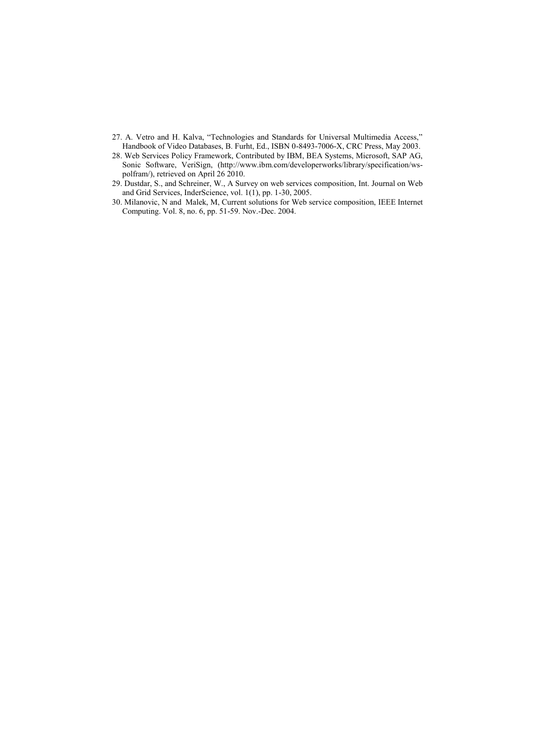27. A. Vetro and H. Kalva, "Technologies and Standards for Universal Multimedia Access," Handbook of Video Databases, B. Furht, Ed., ISBN 0-8493-7006-X, CRC Press, May 2003.
28. Web Services Policy Framework, Contributed by IBM, BEA Systems, Microsoft, SAP AG, Sonic Software, VeriSign, (http://www.ibm.com/developerworks/library/specification/ws-polfram/), retrieved on April 26 2010.
29. Dustdar, S., and Schreiner, W., A Survey on web services composition, Int. Journal on Web and Grid Services, InderScience, vol. 1(1), pp. 1-30, 2005.
30. Milanovic, N and Malek, M, Current solutions for Web service composition, IEEE Internet Computing. Vol. 8, no. 6, pp. 51-59. Nov.-Dec. 2004.